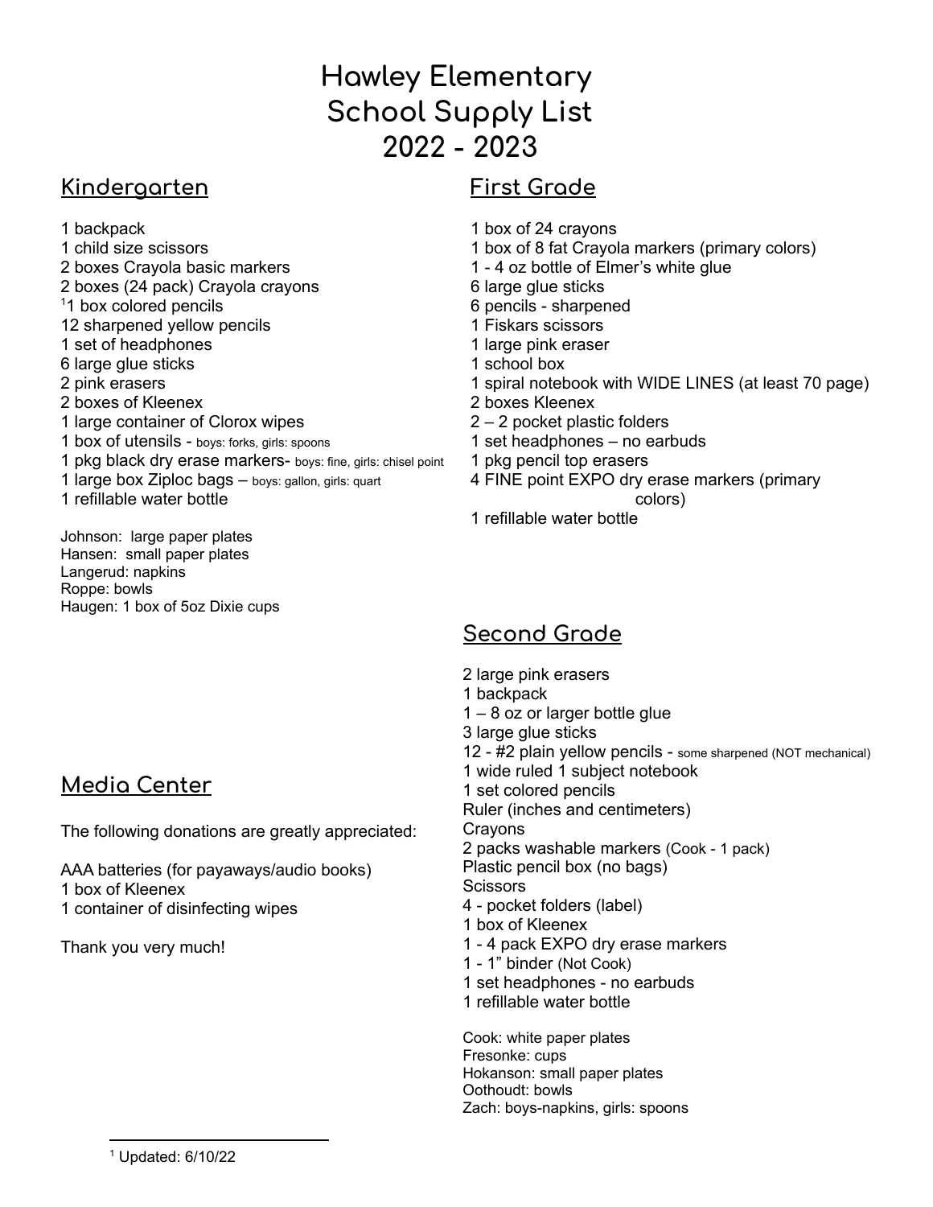# Hawley Elementary School Supply List 2022 - 2023

## Kindergarten

1 backpack
1 child size scissors
2 boxes Crayola basic markers
2 boxes (24 pack) Crayola crayons
[1]1 box colored pencils
12 sharpened yellow pencils
1 set of headphones
6 large glue sticks
2 pink erasers
2 boxes of Kleenex
1 large container of Clorox wipes
1 box of utensils - boys: forks, girls: spoons
1 pkg black dry erase markers- boys: fine, girls: chisel point
1 large box Ziploc bags – boys: gallon, girls: quart
1 refillable water bottle

Johnson: large paper plates
Hansen: small paper plates
Langerud: napkins
Roppe: bowls
Haugen: 1 box of 5oz Dixie cups

## Media Center

The following donations are greatly appreciated:

AAA batteries (for payaways/audio books)
1 box of Kleenex
1 container of disinfecting wipes

Thank you very much!

## First Grade

1 box of 24 crayons
1 box of 8 fat Crayola markers (primary colors)
1 - 4 oz bottle of Elmer's white glue
6 large glue sticks
6 pencils - sharpened
1 Fiskars scissors
1 large pink eraser
1 school box
1 spiral notebook with WIDE LINES (at least 70 page)
2 boxes Kleenex
2 – 2 pocket plastic folders
1 set headphones – no earbuds
1 pkg pencil top erasers
4 FINE point EXPO dry erase markers (primary colors)
1 refillable water bottle

## Second Grade

2 large pink erasers
1 backpack
1 – 8 oz or larger bottle glue
3 large glue sticks
12 - #2 plain yellow pencils - some sharpened (NOT mechanical)
1 wide ruled 1 subject notebook
1 set colored pencils
Ruler (inches and centimeters)
Crayons
2 packs washable markers (Cook - 1 pack)
Plastic pencil box (no bags)
Scissors
4 - pocket folders (label)
1 box of Kleenex
1 - 4 pack EXPO dry erase markers
1 - 1" binder (Not Cook)
1 set headphones - no earbuds
1 refillable water bottle

Cook: white paper plates
Fresonke: cups
Hokanson: small paper plates
Oothoudt: bowls
Zach: boys-napkins, girls: spoons

[1] Updated: 6/10/22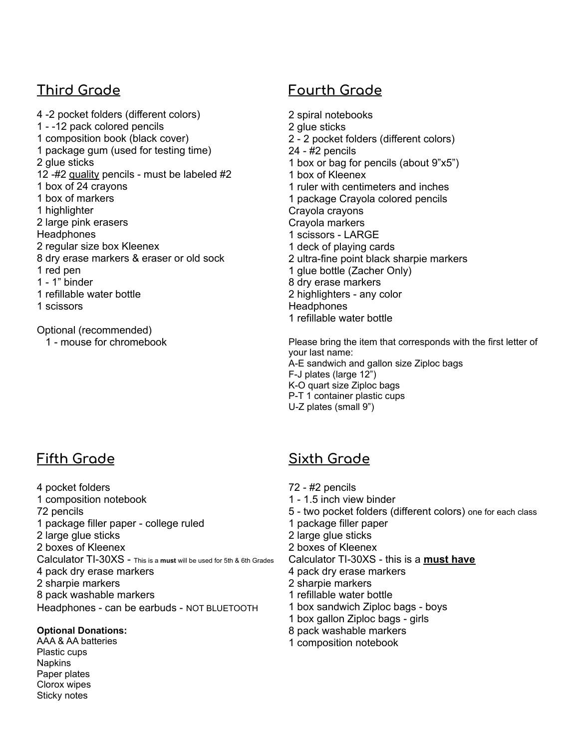## Third Grade

4 -2 pocket folders (different colors)
1 - -12 pack colored pencils
1 composition book (black cover)
1 package gum (used for testing time)
2 glue sticks
12 -#2 quality pencils - must be labeled #2
1 box of 24 crayons
1 box of markers
1 highlighter
2 large pink erasers
Headphones
2 regular size box Kleenex
8 dry erase markers & eraser or old sock
1 red pen
1 - 1" binder
1 refillable water bottle
1 scissors

Optional (recommended)

1 - mouse for chromebook

## Fourth Grade

2 spiral notebooks
2 glue sticks
2 - 2 pocket folders (different colors)
24 - #2 pencils
1 box or bag for pencils (about 9"x5")
1 box of Kleenex
1 ruler with centimeters and inches
1 package Crayola colored pencils
Crayola crayons
Crayola markers
1 scissors - LARGE
1 deck of playing cards
2 ultra-fine point black sharpie markers
1 glue bottle (Zacher Only)
8 dry erase markers
2 highlighters - any color
Headphones
1 refillable water bottle

Please bring the item that corresponds with the first letter of your last name:
A-E sandwich and gallon size Ziploc bags
F-J plates (large 12")
K-O quart size Ziploc bags
P-T 1 container plastic cups
U-Z plates (small 9")

## Fifth Grade

4 pocket folders
1 composition notebook
72 pencils
1 package filler paper - college ruled
2 large glue sticks
2 boxes of Kleenex
Calculator TI-30XS - This is a **must** will be used for 5th & 6th Grades
4 pack dry erase markers
2 sharpie markers
8 pack washable markers
Headphones - can be earbuds - NOT BLUETOOTH

**Optional Donations:**
AAA & AA batteries
Plastic cups
Napkins
Paper plates
Clorox wipes
Sticky notes

## Sixth Grade

72 - #2 pencils
1 - 1.5 inch view binder
5 - two pocket folders (different colors) one for each class
1 package filler paper
2 large glue sticks
2 boxes of Kleenex
Calculator TI-30XS - this is a **must have**
4 pack dry erase markers
2 sharpie markers
1 refillable water bottle
1 box sandwich Ziploc bags - boys
1 box gallon Ziploc bags - girls
8 pack washable markers
1 composition notebook